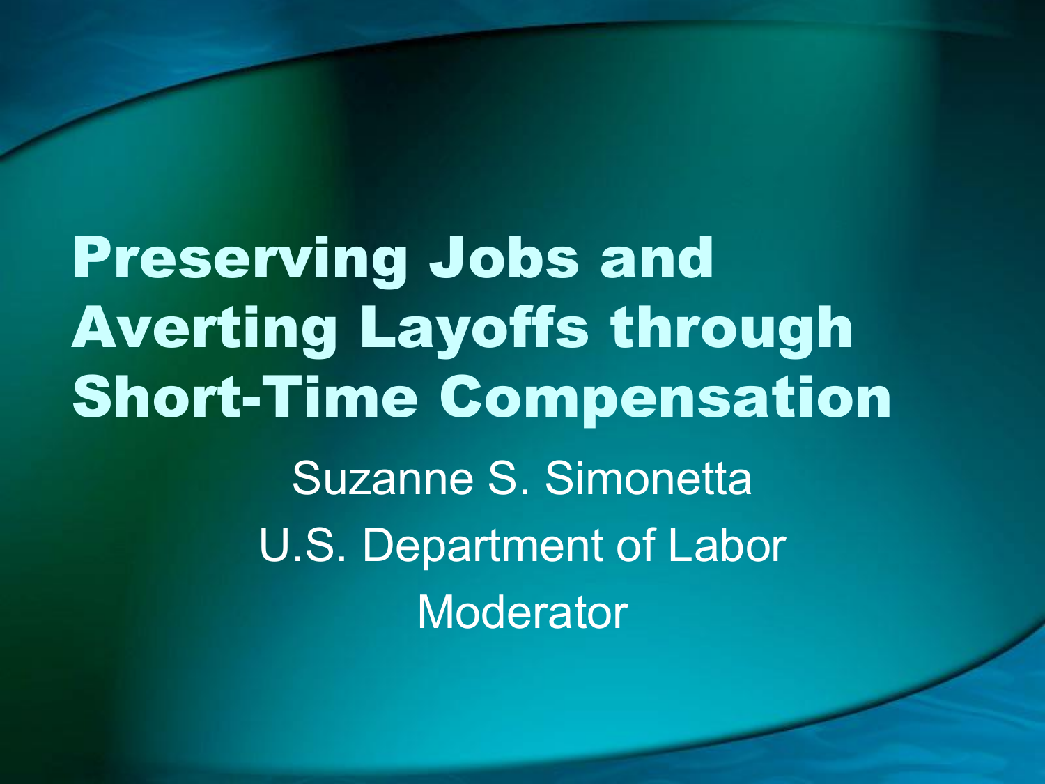# Preserving Jobs and Averting Layoffs through Short-Time Compensation

Suzanne S. Simonetta

U.S. Department of Labor

Moderator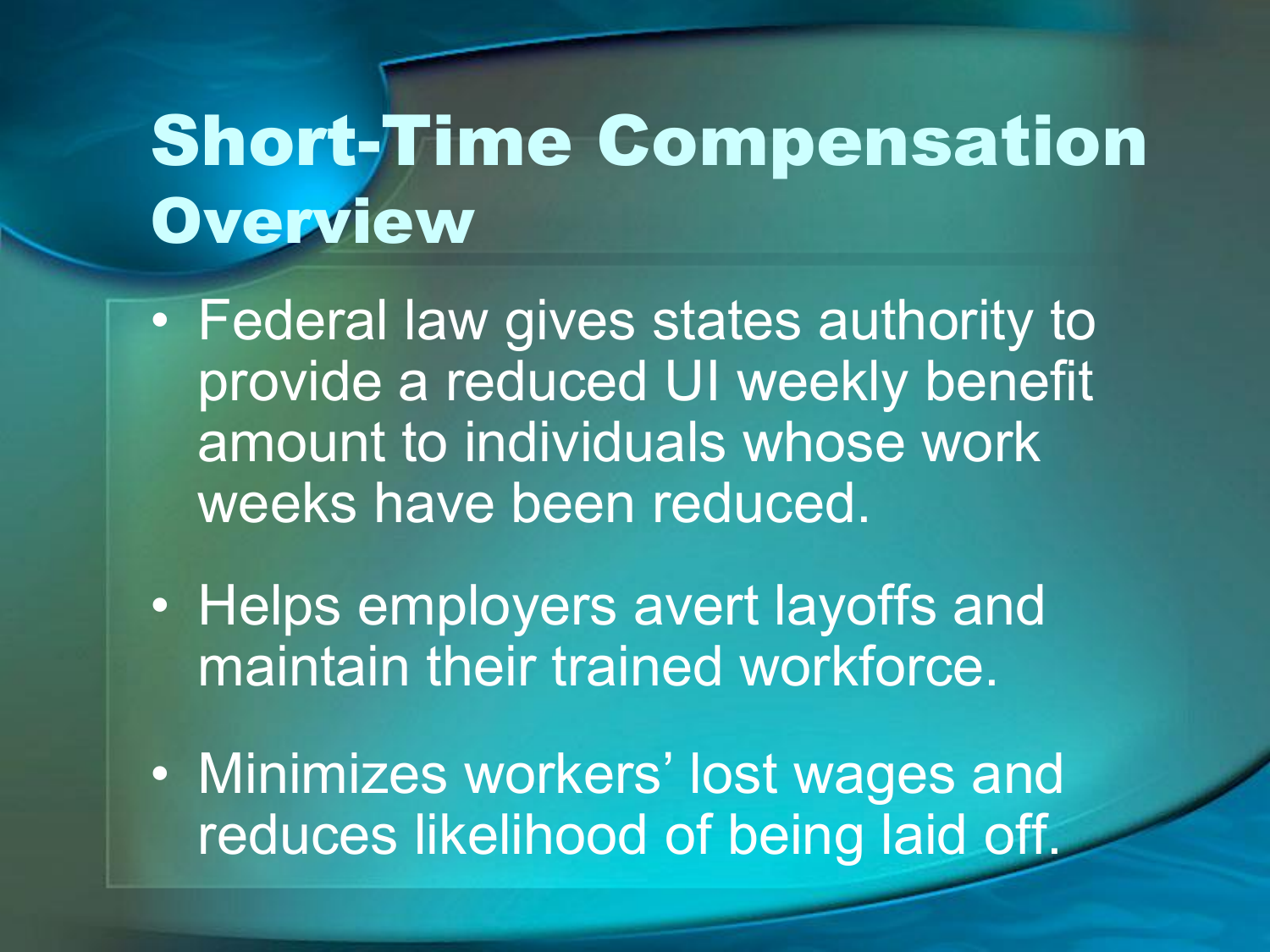# Short-Time Compensation Overview

- Federal law gives states authority to provide a reduced UI weekly benefit amount to individuals whose work weeks have been reduced.
- Helps employers avert layoffs and maintain their trained workforce.
- Minimizes workers' lost wages and reduces likelihood of being laid off.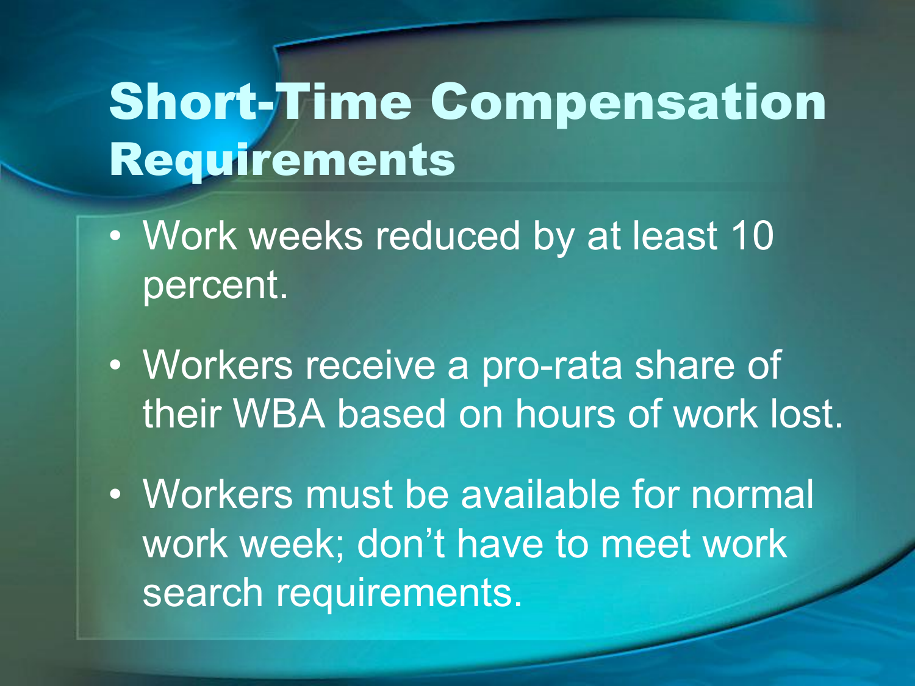# Short-Time Compensation Requirements

- Work weeks reduced by at least 10 percent.
- Workers receive a pro-rata share of their WBA based on hours of work lost.
- Workers must be available for normal work week; don’t have to meet work search requirements.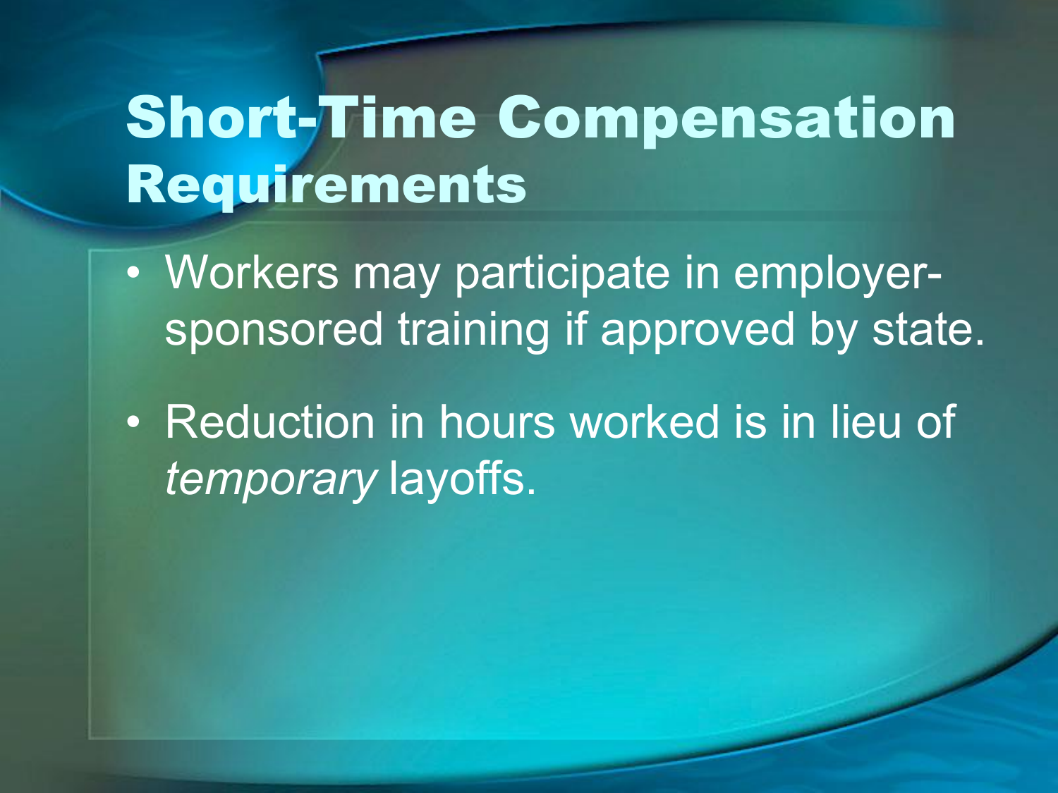# Short-Time Compensation Requirements

- Workers may participate in employer-sponsored training if approved by state.
- Reduction in hours worked is in lieu of *temporary* layoffs.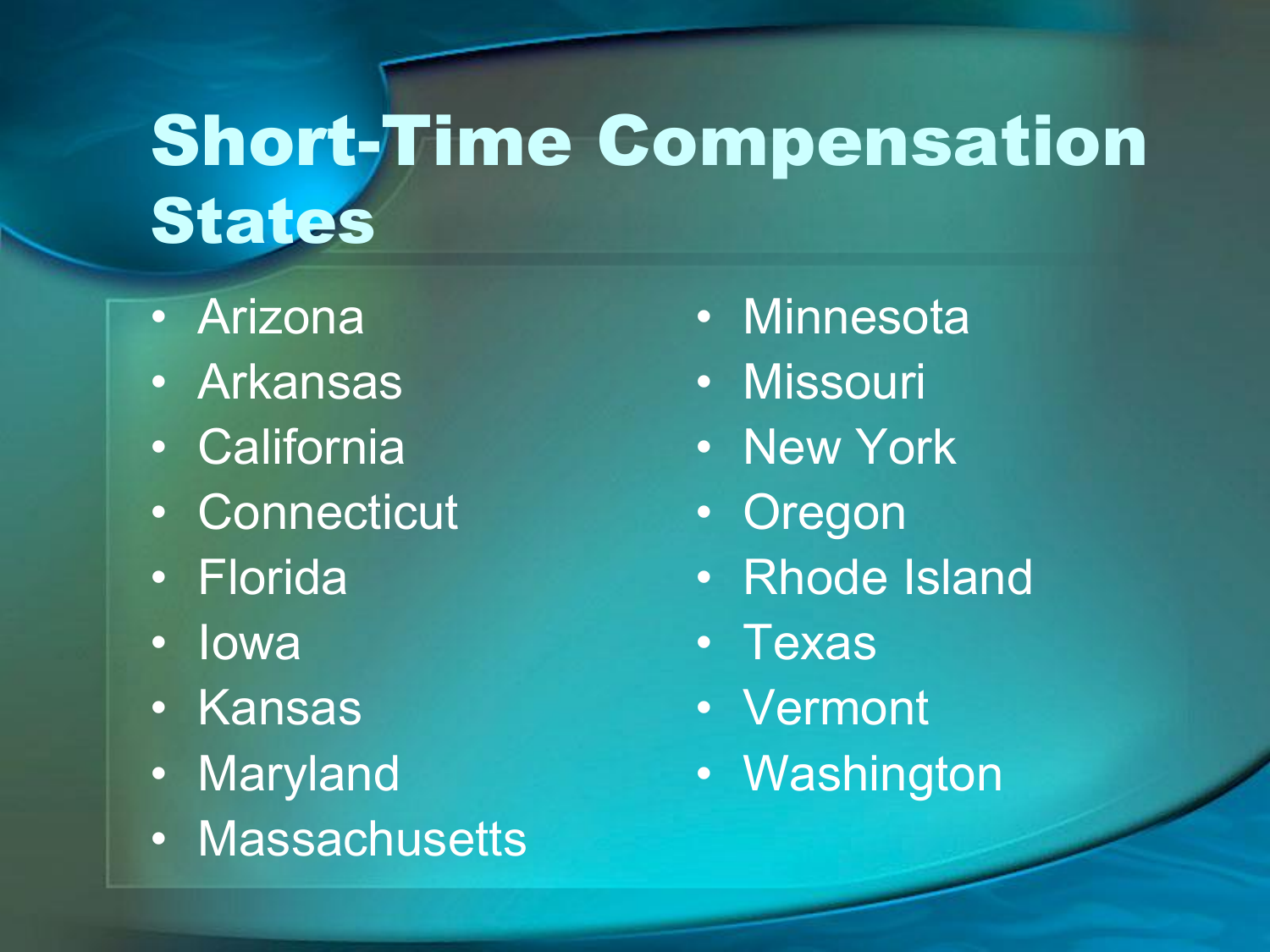# Short-Time Compensation States

- Arizona
- Arkansas
- California
- Connecticut
- Florida
- Iowa
- Kansas
- Maryland
- Massachusetts
- Minnesota
- Missouri
- New York
- Oregon
- Rhode Island
- Texas
- Vermont
- Washington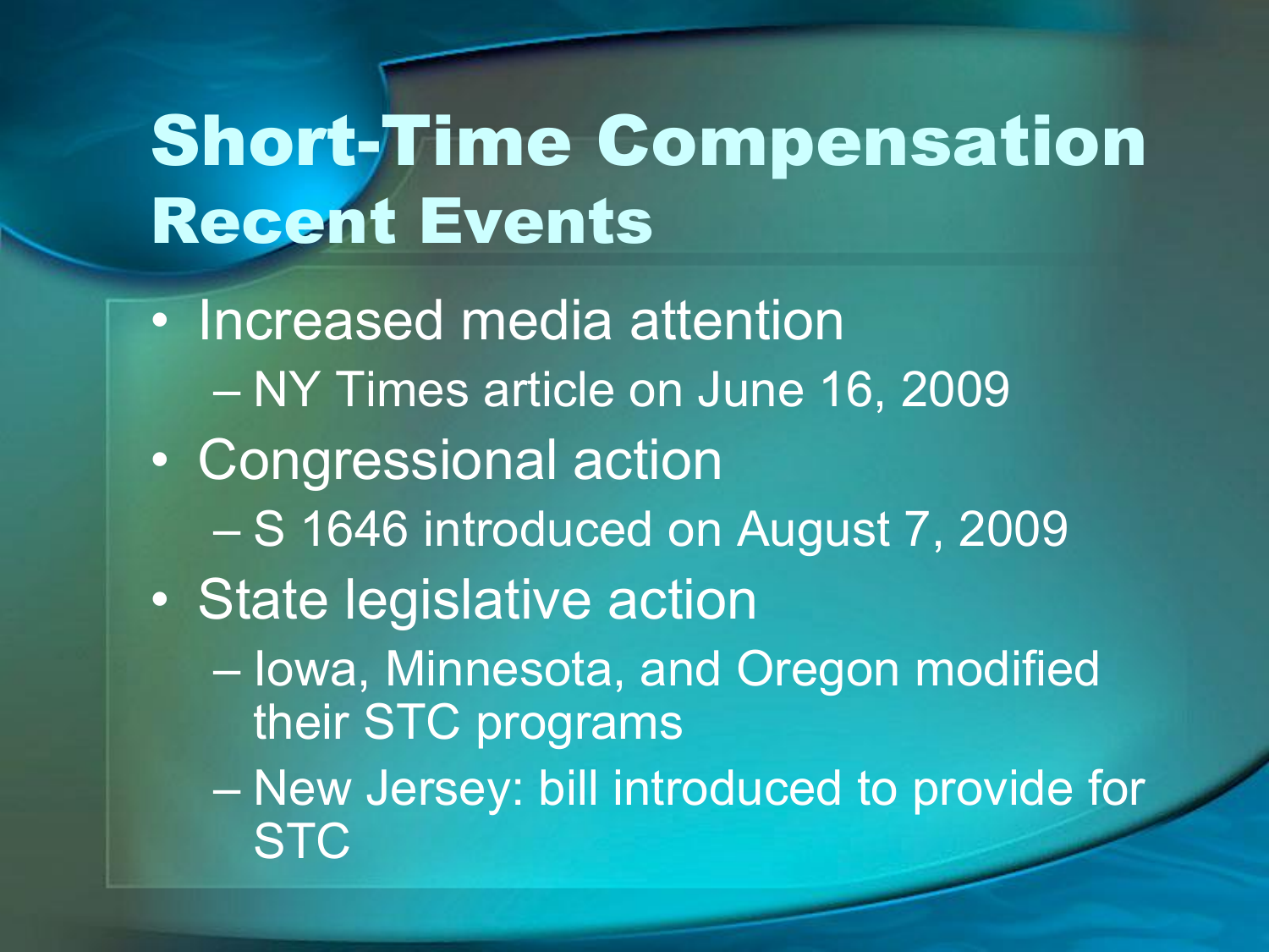# Short-Time Compensation Recent Events

- Increased media attention
  - NY Times article on June 16, 2009
- Congressional action
  - S 1646 introduced on August 7, 2009
- State legislative action
  - Iowa, Minnesota, and Oregon modified their STC programs
  - New Jersey: bill introduced to provide for STC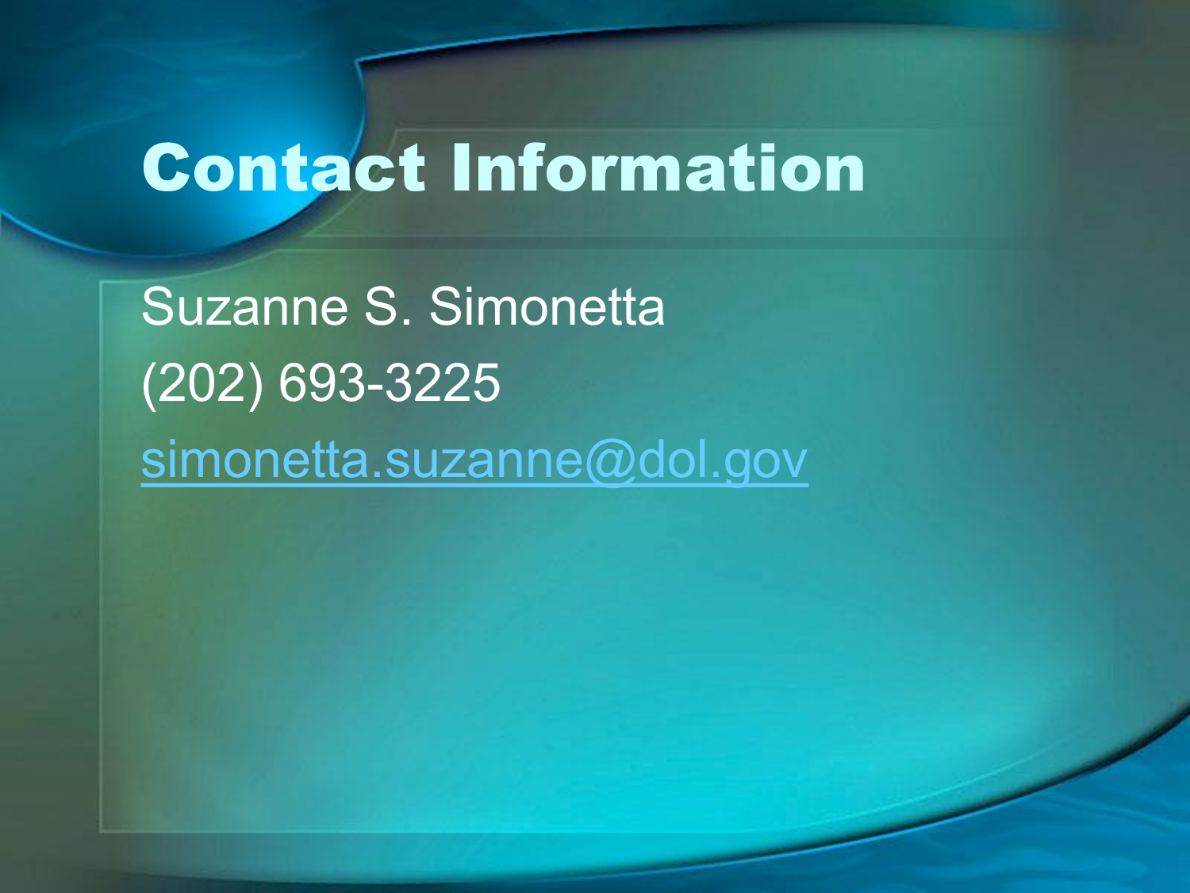# Contact Information

Suzanne S. Simonetta

(202) 693-3225

simonetta.suzanne@dol.gov